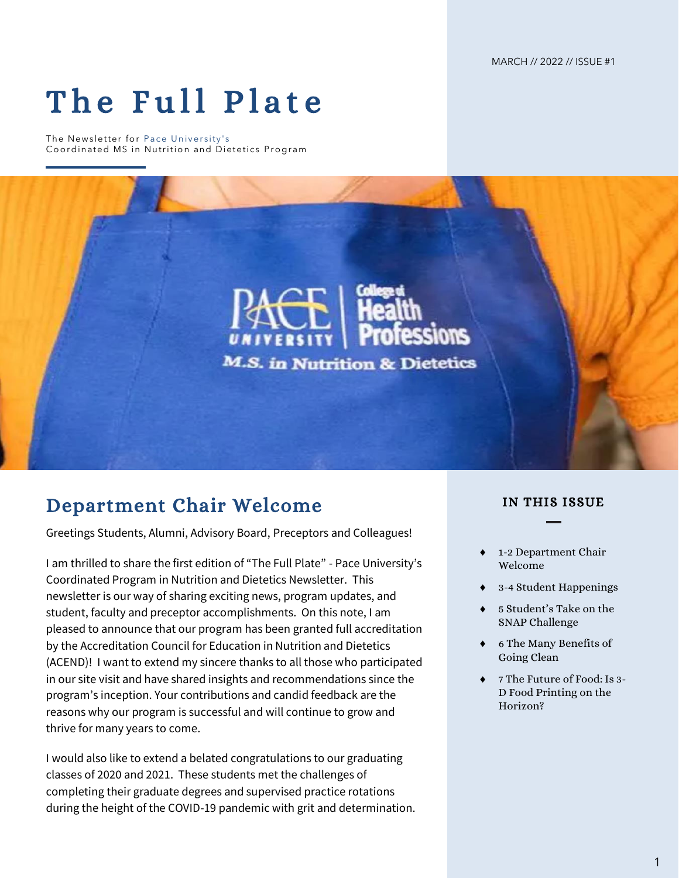MARCH // 2022 // ISSUE #1

# The Full Plate

The Newsletter for Pace University's
Coordinated MS in Nutrition and Dietetics Program

## Department Chair Welcome

Greetings Students, Alumni, Advisory Board, Preceptors and Colleagues!

I am thrilled to share the first edition of "The Full Plate" - Pace University's Coordinated Program in Nutrition and Dietetics Newsletter. This newsletter is our way of sharing exciting news, program updates, and student, faculty and preceptor accomplishments. On this note, I am pleased to announce that our program has been granted full accreditation by the Accreditation Council for Education in Nutrition and Dietetics (ACEND)! I want to extend my sincere thanks to all those who participated in our site visit and have shared insights and recommendations since the program's inception. Your contributions and candid feedback are the reasons why our program is successful and will continue to grow and thrive for many years to come.

I would also like to extend a belated congratulations to our graduating classes of 2020 and 2021. These students met the challenges of completing their graduate degrees and supervised practice rotations during the height of the COVID-19 pandemic with grit and determination.

### IN THIS ISSUE

- 1-2 Department Chair Welcome
- 3-4 Student Happenings
- 5 Student's Take on the SNAP Challenge
- 6 The Many Benefits of Going Clean
- 7 The Future of Food: Is 3-D Food Printing on the Horizon?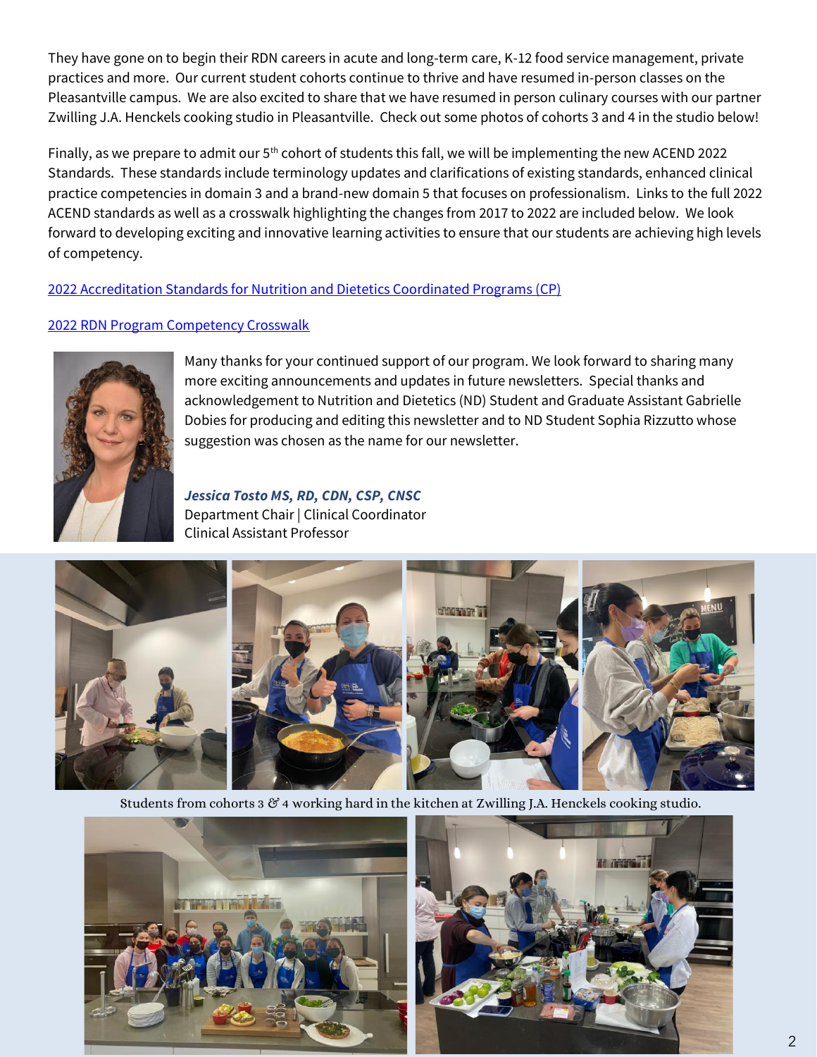They have gone on to begin their RDN careers in acute and long-term care, K-12 food service management, private practices and more. Our current student cohorts continue to thrive and have resumed in-person classes on the Pleasantville campus. We are also excited to share that we have resumed in person culinary courses with our partner Zwilling J.A. Henckels cooking studio in Pleasantville. Check out some photos of cohorts 3 and 4 in the studio below!

Finally, as we prepare to admit our 5th cohort of students this fall, we will be implementing the new ACEND 2022 Standards. These standards include terminology updates and clarifications of existing standards, enhanced clinical practice competencies in domain 3 and a brand-new domain 5 that focuses on professionalism. Links to the full 2022 ACEND standards as well as a crosswalk highlighting the changes from 2017 to 2022 are included below. We look forward to developing exciting and innovative learning activities to ensure that our students are achieving high levels of competency.

[2022 Accreditation Standards for Nutrition and Dietetics Coordinated Programs (CP)]()

[2022 RDN Program Competency Crosswalk]()

Many thanks for your continued support of our program. We look forward to sharing many more exciting announcements and updates in future newsletters. Special thanks and acknowledgement to Nutrition and Dietetics (ND) Student and Graduate Assistant Gabrielle Dobies for producing and editing this newsletter and to ND Student Sophia Rizzutto whose suggestion was chosen as the name for our newsletter.

***Jessica Tosto MS, RD, CDN, CSP, CNSC***
Department Chair | Clinical Coordinator
Clinical Assistant Professor

Students from cohorts 3 & 4 working hard in the kitchen at Zwilling J.A. Henckels cooking studio.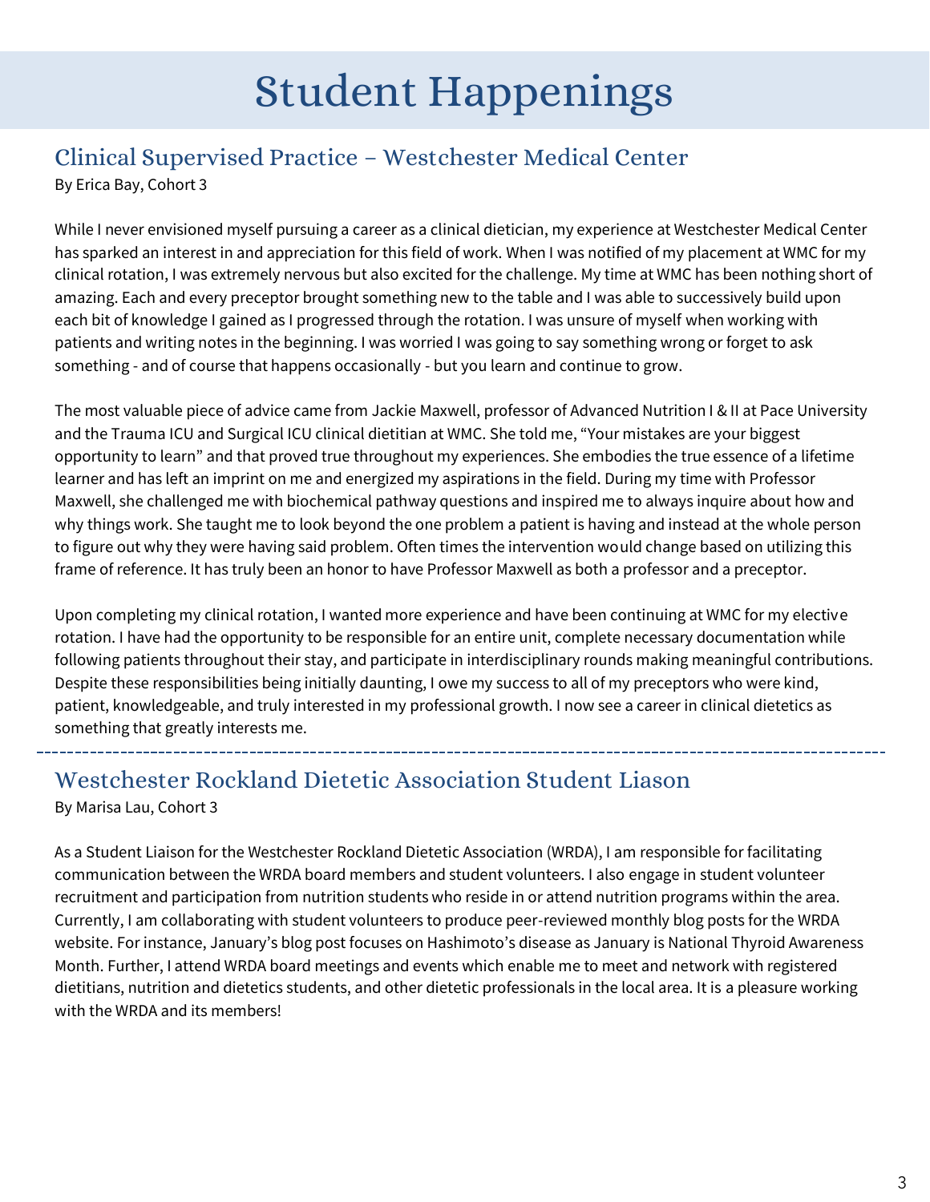# Student Happenings

## Clinical Supervised Practice – Westchester Medical Center

By Erica Bay, Cohort 3

While I never envisioned myself pursuing a career as a clinical dietician, my experience at Westchester Medical Center has sparked an interest in and appreciation for this field of work. When I was notified of my placement at WMC for my clinical rotation, I was extremely nervous but also excited for the challenge. My time at WMC has been nothing short of amazing. Each and every preceptor brought something new to the table and I was able to successively build upon each bit of knowledge I gained as I progressed through the rotation. I was unsure of myself when working with patients and writing notes in the beginning. I was worried I was going to say something wrong or forget to ask something - and of course that happens occasionally - but you learn and continue to grow.

The most valuable piece of advice came from Jackie Maxwell, professor of Advanced Nutrition I & II at Pace University and the Trauma ICU and Surgical ICU clinical dietitian at WMC. She told me, "Your mistakes are your biggest opportunity to learn" and that proved true throughout my experiences. She embodies the true essence of a lifetime learner and has left an imprint on me and energized my aspirations in the field. During my time with Professor Maxwell, she challenged me with biochemical pathway questions and inspired me to always inquire about how and why things work. She taught me to look beyond the one problem a patient is having and instead at the whole person to figure out why they were having said problem. Often times the intervention would change based on utilizing this frame of reference. It has truly been an honor to have Professor Maxwell as both a professor and a preceptor.

Upon completing my clinical rotation, I wanted more experience and have been continuing at WMC for my elective rotation. I have had the opportunity to be responsible for an entire unit, complete necessary documentation while following patients throughout their stay, and participate in interdisciplinary rounds making meaningful contributions. Despite these responsibilities being initially daunting, I owe my success to all of my preceptors who were kind, patient, knowledgeable, and truly interested in my professional growth. I now see a career in clinical dietetics as something that greatly interests me.

---

## Westchester Rockland Dietetic Association Student Liason

By Marisa Lau, Cohort 3

As a Student Liaison for the Westchester Rockland Dietetic Association (WRDA), I am responsible for facilitating communication between the WRDA board members and student volunteers. I also engage in student volunteer recruitment and participation from nutrition students who reside in or attend nutrition programs within the area. Currently, I am collaborating with student volunteers to produce peer-reviewed monthly blog posts for the WRDA website. For instance, January's blog post focuses on Hashimoto's disease as January is National Thyroid Awareness Month. Further, I attend WRDA board meetings and events which enable me to meet and network with registered dietitians, nutrition and dietetics students, and other dietetic professionals in the local area. It is a pleasure working with the WRDA and its members!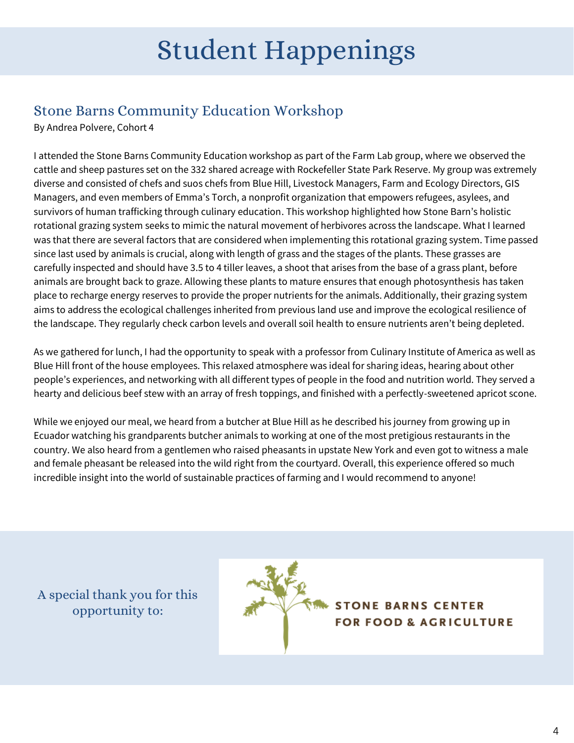# Student Happenings

## Stone Barns Community Education Workshop

By Andrea Polvere, Cohort 4

I attended the Stone Barns Community Education workshop as part of the Farm Lab group, where we observed the cattle and sheep pastures set on the 332 shared acreage with Rockefeller State Park Reserve. My group was extremely diverse and consisted of chefs and suos chefs from Blue Hill, Livestock Managers, Farm and Ecology Directors, GIS Managers, and even members of Emma's Torch, a nonprofit organization that empowers refugees, asylees, and survivors of human trafficking through culinary education. This workshop highlighted how Stone Barn's holistic rotational grazing system seeks to mimic the natural movement of herbivores across the landscape. What I learned was that there are several factors that are considered when implementing this rotational grazing system. Time passed since last used by animals is crucial, along with length of grass and the stages of the plants. These grasses are carefully inspected and should have 3.5 to 4 tiller leaves, a shoot that arises from the base of a grass plant, before animals are brought back to graze. Allowing these plants to mature ensures that enough photosynthesis has taken place to recharge energy reserves to provide the proper nutrients for the animals. Additionally, their grazing system aims to address the ecological challenges inherited from previous land use and improve the ecological resilience of the landscape. They regularly check carbon levels and overall soil health to ensure nutrients aren't being depleted.

As we gathered for lunch, I had the opportunity to speak with a professor from Culinary Institute of America as well as Blue Hill front of the house employees. This relaxed atmosphere was ideal for sharing ideas, hearing about other people's experiences, and networking with all different types of people in the food and nutrition world. They served a hearty and delicious beef stew with an array of fresh toppings, and finished with a perfectly-sweetened apricot scone.

While we enjoyed our meal, we heard from a butcher at Blue Hill as he described his journey from growing up in Ecuador watching his grandparents butcher animals to working at one of the most pretigious restaurants in the country. We also heard from a gentlemen who raised pheasants in upstate New York and even got to witness a male and female pheasant be released into the wild right from the courtyard. Overall, this experience offered so much incredible insight into the world of sustainable practices of farming and I would recommend to anyone!

A special thank you for this opportunity to:

STONE BARNS CENTER FOR FOOD & AGRICULTURE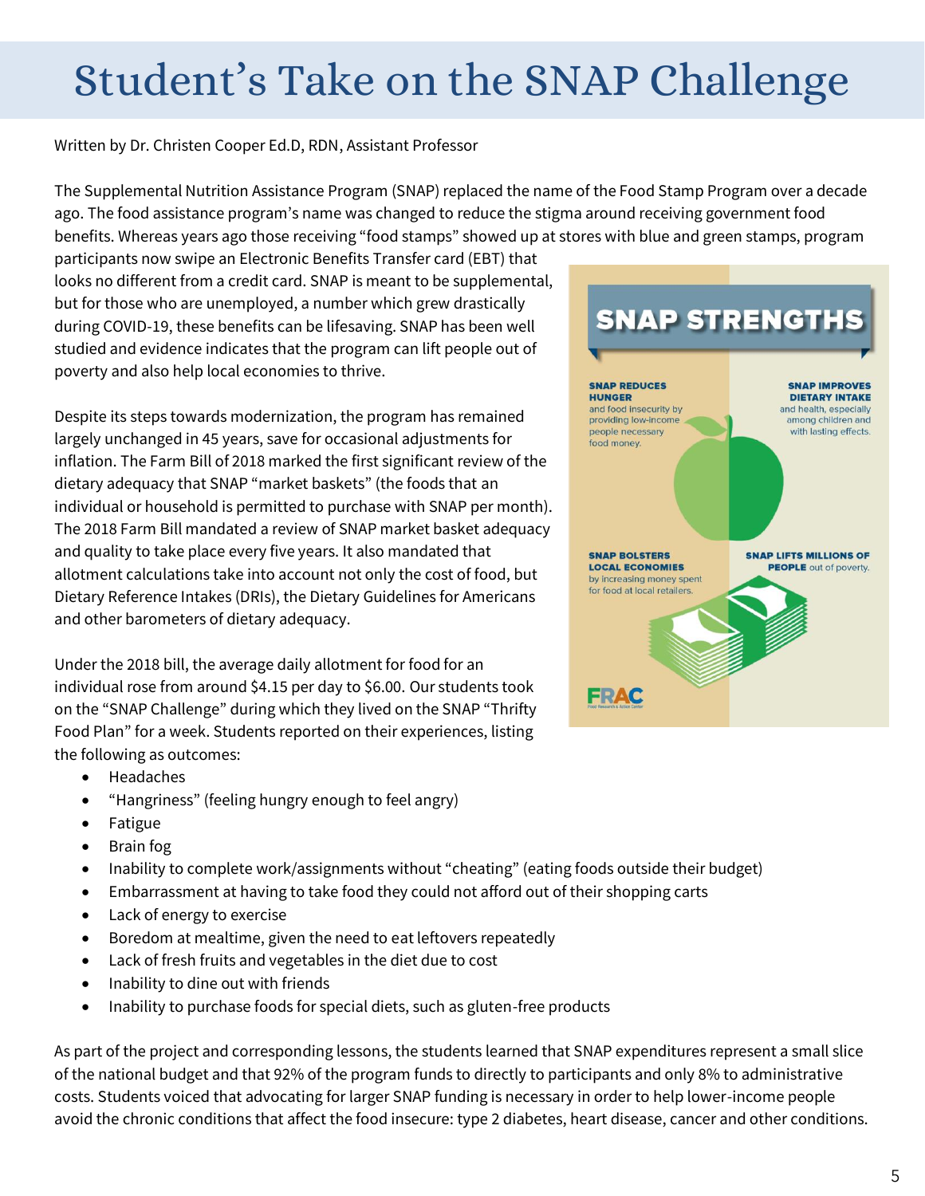# Student's Take on the SNAP Challenge

Written by Dr. Christen Cooper Ed.D, RDN, Assistant Professor

The Supplemental Nutrition Assistance Program (SNAP) replaced the name of the Food Stamp Program over a decade ago. The food assistance program's name was changed to reduce the stigma around receiving government food benefits. Whereas years ago those receiving "food stamps" showed up at stores with blue and green stamps, program participants now swipe an Electronic Benefits Transfer card (EBT) that looks no different from a credit card. SNAP is meant to be supplemental, but for those who are unemployed, a number which grew drastically during COVID-19, these benefits can be lifesaving. SNAP has been well studied and evidence indicates that the program can lift people out of poverty and also help local economies to thrive.

Despite its steps towards modernization, the program has remained largely unchanged in 45 years, save for occasional adjustments for inflation. The Farm Bill of 2018 marked the first significant review of the dietary adequacy that SNAP "market baskets" (the foods that an individual or household is permitted to purchase with SNAP per month). The 2018 Farm Bill mandated a review of SNAP market basket adequacy and quality to take place every five years. It also mandated that allotment calculations take into account not only the cost of food, but Dietary Reference Intakes (DRIs), the Dietary Guidelines for Americans and other barometers of dietary adequacy.

Under the 2018 bill, the average daily allotment for food for an individual rose from around $4.15 per day to $6.00. Our students took on the "SNAP Challenge" during which they lived on the SNAP "Thrifty Food Plan" for a week. Students reported on their experiences, listing the following as outcomes:

- Headaches
- "Hangriness" (feeling hungry enough to feel angry)
- Fatigue
- Brain fog
- Inability to complete work/assignments without "cheating" (eating foods outside their budget)
- Embarrassment at having to take food they could not afford out of their shopping carts
- Lack of energy to exercise
- Boredom at mealtime, given the need to eat leftovers repeatedly
- Lack of fresh fruits and vegetables in the diet due to cost
- Inability to dine out with friends
- Inability to purchase foods for special diets, such as gluten-free products

**SNAP STRENGTHS**

**SNAP REDUCES HUNGER** and food insecurity by providing low-income people necessary food money.

**SNAP IMPROVES DIETARY INTAKE** and health, especially among children and with lasting effects.

**SNAP BOLSTERS LOCAL ECONOMIES** by increasing money spent for food at local retailers.

**SNAP LIFTS MILLIONS OF PEOPLE** out of poverty.

FRAC Food Research & Action Center

As part of the project and corresponding lessons, the students learned that SNAP expenditures represent a small slice of the national budget and that 92% of the program funds to directly to participants and only 8% to administrative costs. Students voiced that advocating for larger SNAP funding is necessary in order to help lower-income people avoid the chronic conditions that affect the food insecure: type 2 diabetes, heart disease, cancer and other conditions.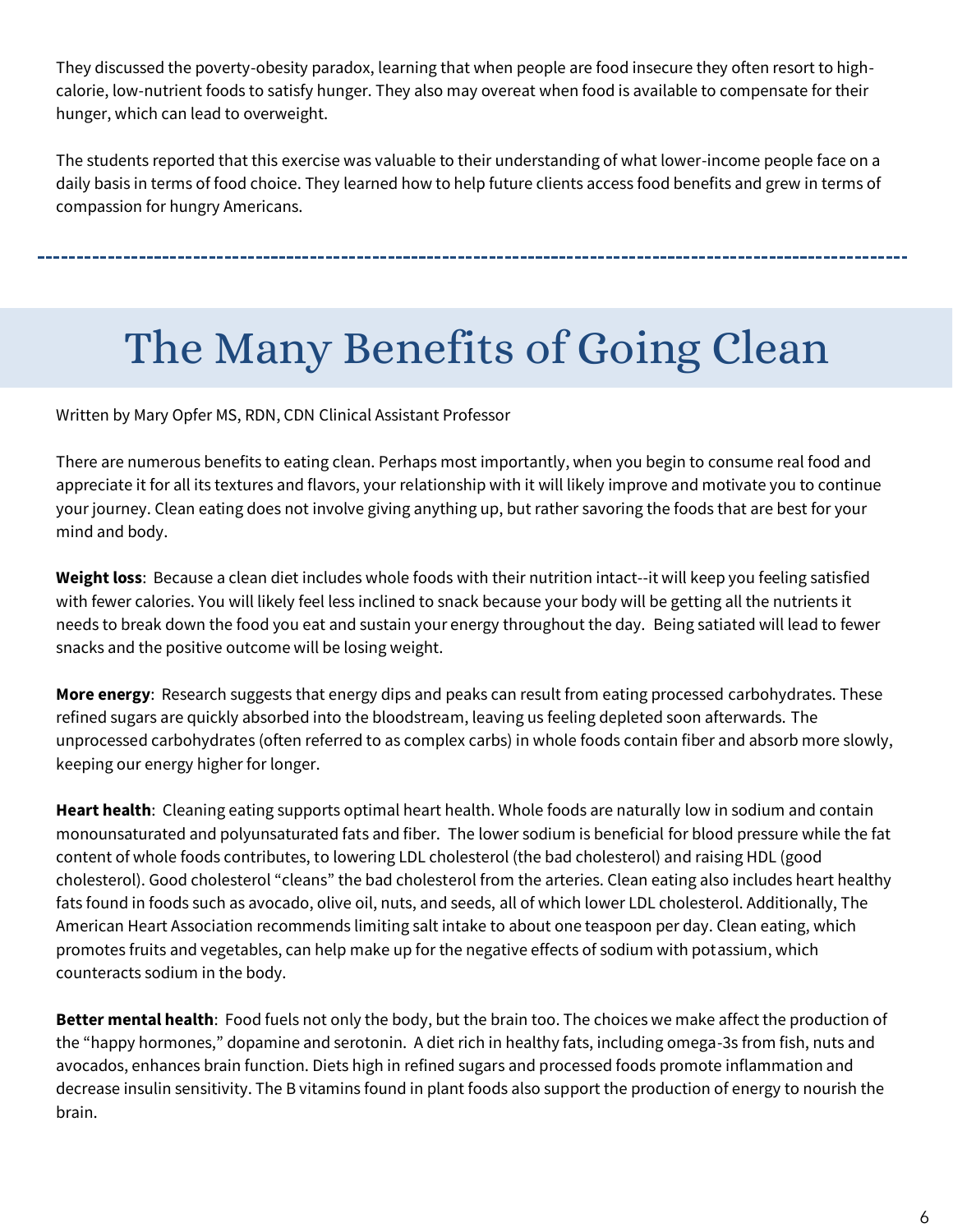They discussed the poverty-obesity paradox, learning that when people are food insecure they often resort to high-calorie, low-nutrient foods to satisfy hunger. They also may overeat when food is available to compensate for their hunger, which can lead to overweight.

The students reported that this exercise was valuable to their understanding of what lower-income people face on a daily basis in terms of food choice. They learned how to help future clients access food benefits and grew in terms of compassion for hungry Americans.

---

# The Many Benefits of Going Clean

Written by Mary Opfer MS, RDN, CDN Clinical Assistant Professor

There are numerous benefits to eating clean. Perhaps most importantly, when you begin to consume real food and appreciate it for all its textures and flavors, your relationship with it will likely improve and motivate you to continue your journey. Clean eating does not involve giving anything up, but rather savoring the foods that are best for your mind and body.

**Weight loss**: Because a clean diet includes whole foods with their nutrition intact--it will keep you feeling satisfied with fewer calories. You will likely feel less inclined to snack because your body will be getting all the nutrients it needs to break down the food you eat and sustain your energy throughout the day. Being satiated will lead to fewer snacks and the positive outcome will be losing weight.

**More energy**: Research suggests that energy dips and peaks can result from eating processed carbohydrates. These refined sugars are quickly absorbed into the bloodstream, leaving us feeling depleted soon afterwards. The unprocessed carbohydrates (often referred to as complex carbs) in whole foods contain fiber and absorb more slowly, keeping our energy higher for longer.

**Heart health**: Cleaning eating supports optimal heart health. Whole foods are naturally low in sodium and contain monounsaturated and polyunsaturated fats and fiber. The lower sodium is beneficial for blood pressure while the fat content of whole foods contributes, to lowering LDL cholesterol (the bad cholesterol) and raising HDL (good cholesterol). Good cholesterol "cleans" the bad cholesterol from the arteries. Clean eating also includes heart healthy fats found in foods such as avocado, olive oil, nuts, and seeds, all of which lower LDL cholesterol. Additionally, The American Heart Association recommends limiting salt intake to about one teaspoon per day. Clean eating, which promotes fruits and vegetables, can help make up for the negative effects of sodium with potassium, which counteracts sodium in the body.

**Better mental health**: Food fuels not only the body, but the brain too. The choices we make affect the production of the "happy hormones," dopamine and serotonin. A diet rich in healthy fats, including omega-3s from fish, nuts and avocados, enhances brain function. Diets high in refined sugars and processed foods promote inflammation and decrease insulin sensitivity. The B vitamins found in plant foods also support the production of energy to nourish the brain.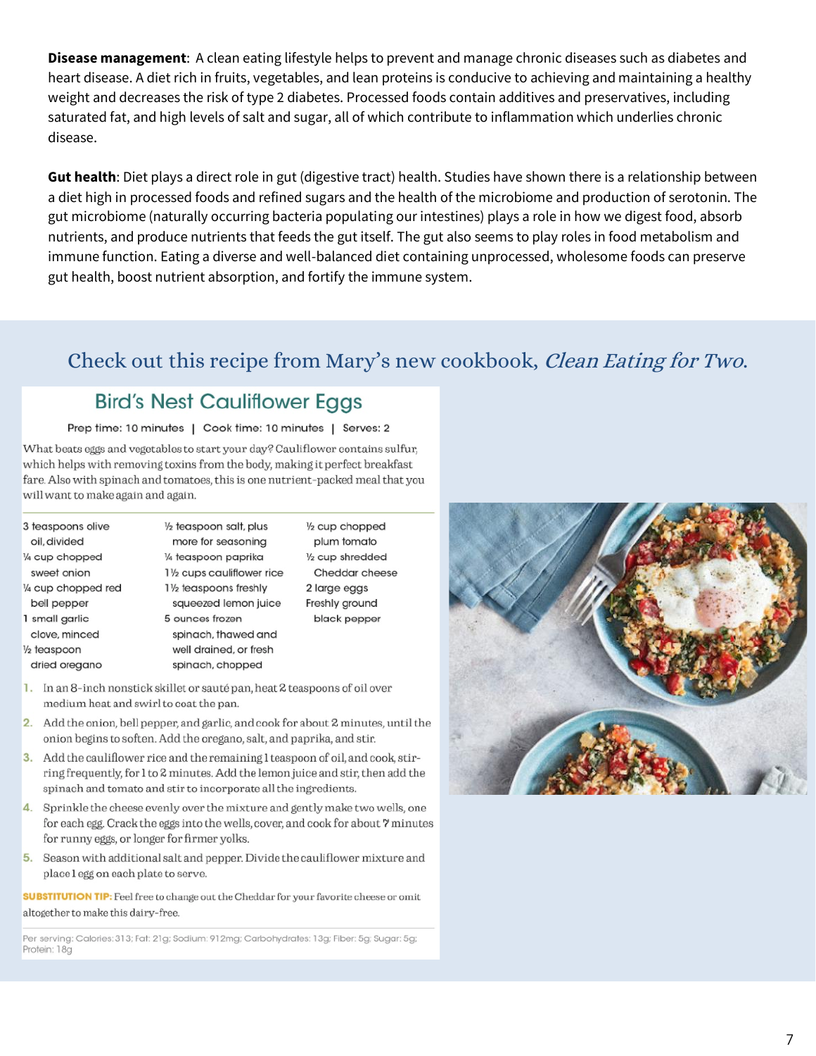**Disease management**: A clean eating lifestyle helps to prevent and manage chronic diseases such as diabetes and heart disease. A diet rich in fruits, vegetables, and lean proteins is conducive to achieving and maintaining a healthy weight and decreases the risk of type 2 diabetes. Processed foods contain additives and preservatives, including saturated fat, and high levels of salt and sugar, all of which contribute to inflammation which underlies chronic disease.

**Gut health**: Diet plays a direct role in gut (digestive tract) health. Studies have shown there is a relationship between a diet high in processed foods and refined sugars and the health of the microbiome and production of serotonin. The gut microbiome (naturally occurring bacteria populating our intestines) plays a role in how we digest food, absorb nutrients, and produce nutrients that feeds the gut itself. The gut also seems to play roles in food metabolism and immune function. Eating a diverse and well-balanced diet containing unprocessed, wholesome foods can preserve gut health, boost nutrient absorption, and fortify the immune system.

## Check out this recipe from Mary's new cookbook, *Clean Eating for Two*.

### Bird's Nest Cauliflower Eggs

Prep time: 10 minutes | Cook time: 10 minutes | Serves: 2

What beats eggs and vegetables to start your day? Cauliflower contains sulfur, which helps with removing toxins from the body, making it perfect breakfast fare. Also with spinach and tomatoes, this is one nutrient-packed meal that you will want to make again and again.

- 3 teaspoons olive oil, divided
- ¼ cup chopped sweet onion
- ¼ cup chopped red bell pepper
- 1 small garlic clove, minced
- ½ teaspoon dried oregano
- ½ teaspoon salt, plus more for seasoning
- ¼ teaspoon paprika
- 1½ cups cauliflower rice
- 1½ teaspoons freshly squeezed lemon juice
- 5 ounces frozen spinach, thawed and well drained, or fresh spinach, chopped
- ½ cup chopped plum tomato
- ½ cup shredded Cheddar cheese
- 2 large eggs
- Freshly ground black pepper

1. In an 8-inch nonstick skillet or sauté pan, heat 2 teaspoons of oil over medium heat and swirl to coat the pan.
2. Add the onion, bell pepper, and garlic, and cook for about 2 minutes, until the onion begins to soften. Add the oregano, salt, and paprika, and stir.
3. Add the cauliflower rice and the remaining 1 teaspoon of oil, and cook, stirring frequently, for 1 to 2 minutes. Add the lemon juice and stir, then add the spinach and tomato and stir to incorporate all the ingredients.
4. Sprinkle the cheese evenly over the mixture and gently make two wells, one for each egg. Crack the eggs into the wells, cover, and cook for about 7 minutes for runny eggs, or longer for firmer yolks.
5. Season with additional salt and pepper. Divide the cauliflower mixture and place 1 egg on each plate to serve.

**SUBSTITUTION TIP:** Feel free to change out the Cheddar for your favorite cheese or omit altogether to make this dairy-free.

Per serving: Calories: 313; Fat: 21g; Sodium: 912mg; Carbohydrates: 13g; Fiber: 5g; Sugar: 5g; Protein: 18g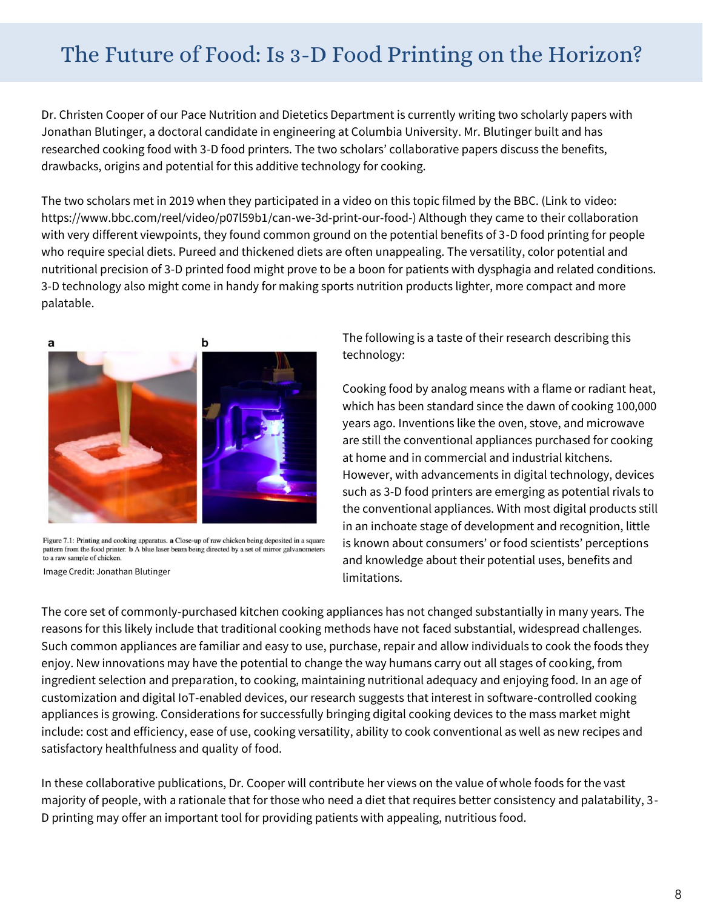# The Future of Food: Is 3-D Food Printing on the Horizon?

Dr. Christen Cooper of our Pace Nutrition and Dietetics Department is currently writing two scholarly papers with Jonathan Blutinger, a doctoral candidate in engineering at Columbia University. Mr. Blutinger built and has researched cooking food with 3-D food printers. The two scholars' collaborative papers discuss the benefits, drawbacks, origins and potential for this additive technology for cooking.

The two scholars met in 2019 when they participated in a video on this topic filmed by the BBC. (Link to video: https://www.bbc.com/reel/video/p07l59b1/can-we-3d-print-our-food-) Although they came to their collaboration with very different viewpoints, they found common ground on the potential benefits of 3-D food printing for people who require special diets. Pureed and thickened diets are often unappealing. The versatility, color potential and nutritional precision of 3-D printed food might prove to be a boon for patients with dysphagia and related conditions. 3-D technology also might come in handy for making sports nutrition products lighter, more compact and more palatable.

Figure 7.1: Printing and cooking apparatus. **a** Close-up of raw chicken being deposited in a square pattern from the food printer. **b** A blue laser beam being directed by a set of mirror galvanometers to a raw sample of chicken.

Image Credit: Jonathan Blutinger

The following is a taste of their research describing this technology:

Cooking food by analog means with a flame or radiant heat, which has been standard since the dawn of cooking 100,000 years ago. Inventions like the oven, stove, and microwave are still the conventional appliances purchased for cooking at home and in commercial and industrial kitchens. However, with advancements in digital technology, devices such as 3-D food printers are emerging as potential rivals to the conventional appliances. With most digital products still in an inchoate stage of development and recognition, little is known about consumers' or food scientists' perceptions and knowledge about their potential uses, benefits and limitations.

The core set of commonly-purchased kitchen cooking appliances has not changed substantially in many years. The reasons for this likely include that traditional cooking methods have not faced substantial, widespread challenges. Such common appliances are familiar and easy to use, purchase, repair and allow individuals to cook the foods they enjoy. New innovations may have the potential to change the way humans carry out all stages of cooking, from ingredient selection and preparation, to cooking, maintaining nutritional adequacy and enjoying food. In an age of customization and digital IoT-enabled devices, our research suggests that interest in software-controlled cooking appliances is growing. Considerations for successfully bringing digital cooking devices to the mass market might include: cost and efficiency, ease of use, cooking versatility, ability to cook conventional as well as new recipes and satisfactory healthfulness and quality of food.

In these collaborative publications, Dr. Cooper will contribute her views on the value of whole foods for the vast majority of people, with a rationale that for those who need a diet that requires better consistency and palatability, 3-D printing may offer an important tool for providing patients with appealing, nutritious food.